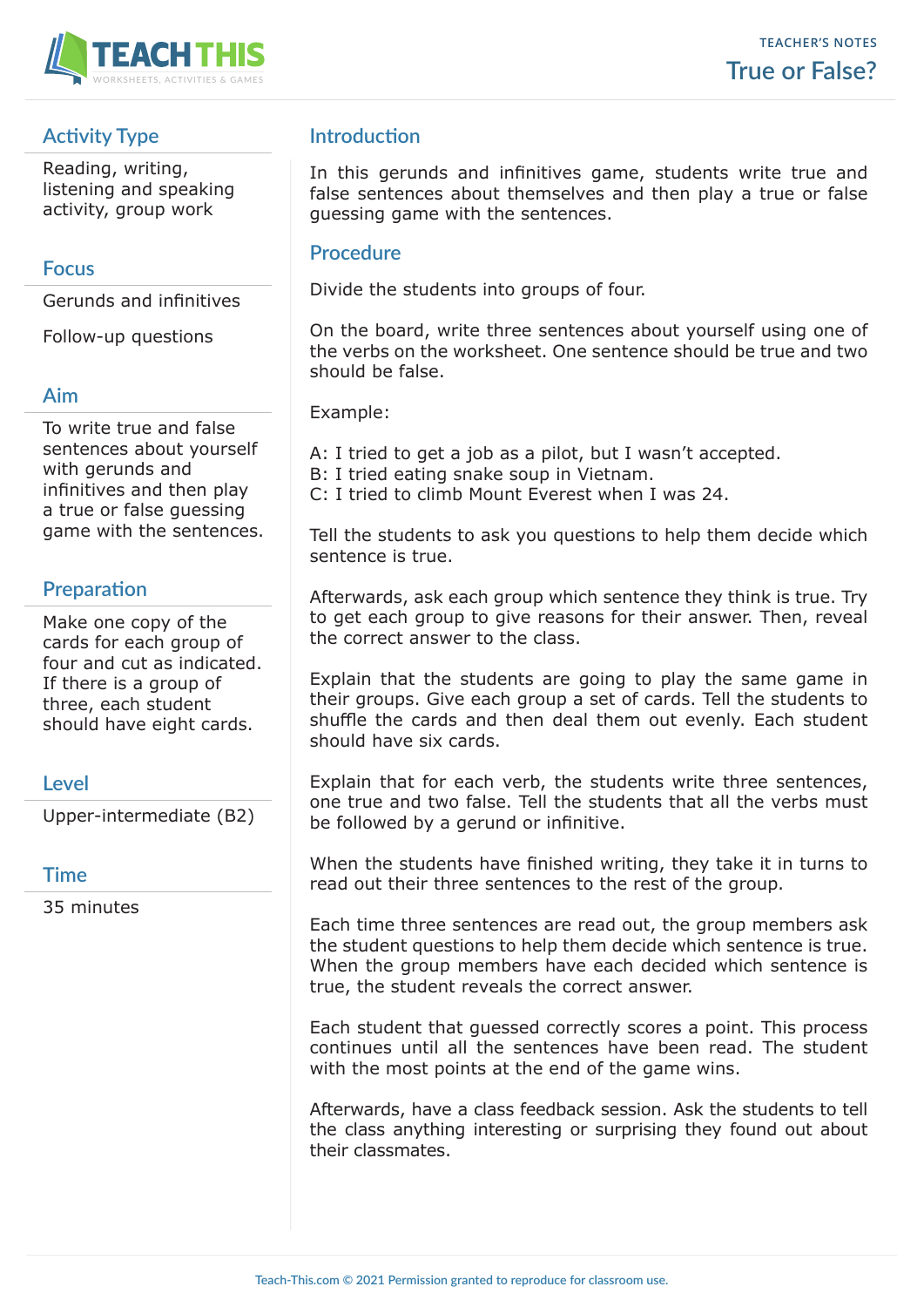# True or False?

TEACHER'S NOTES

## Activity Type

Reading, writing, listening and speaking activity, group work

## Focus

Gerunds and infinitives

Follow-up questions

## Aim

To write true and false sentences about yourself with gerunds and infinitives and then play a true or false guessing game with the sentences.

## Preparation

Make one copy of the cards for each group of four and cut as indicated. If there is a group of three, each student should have eight cards.

## Level

Upper-intermediate (B2)

## Time

35 minutes

## Introduction

In this gerunds and infinitives game, students write true and false sentences about themselves and then play a true or false guessing game with the sentences.

## Procedure

Divide the students into groups of four.

On the board, write three sentences about yourself using one of the verbs on the worksheet. One sentence should be true and two should be false.

Example:

A: I tried to get a job as a pilot, but I wasn't accepted.
B: I tried eating snake soup in Vietnam.
C: I tried to climb Mount Everest when I was 24.

Tell the students to ask you questions to help them decide which sentence is true.

Afterwards, ask each group which sentence they think is true. Try to get each group to give reasons for their answer. Then, reveal the correct answer to the class.

Explain that the students are going to play the same game in their groups. Give each group a set of cards. Tell the students to shuffle the cards and then deal them out evenly. Each student should have six cards.

Explain that for each verb, the students write three sentences, one true and two false. Tell the students that all the verbs must be followed by a gerund or infinitive.

When the students have finished writing, they take it in turns to read out their three sentences to the rest of the group.

Each time three sentences are read out, the group members ask the student questions to help them decide which sentence is true. When the group members have each decided which sentence is true, the student reveals the correct answer.

Each student that guessed correctly scores a point. This process continues until all the sentences have been read. The student with the most points at the end of the game wins.

Afterwards, have a class feedback session. Ask the students to tell the class anything interesting or surprising they found out about their classmates.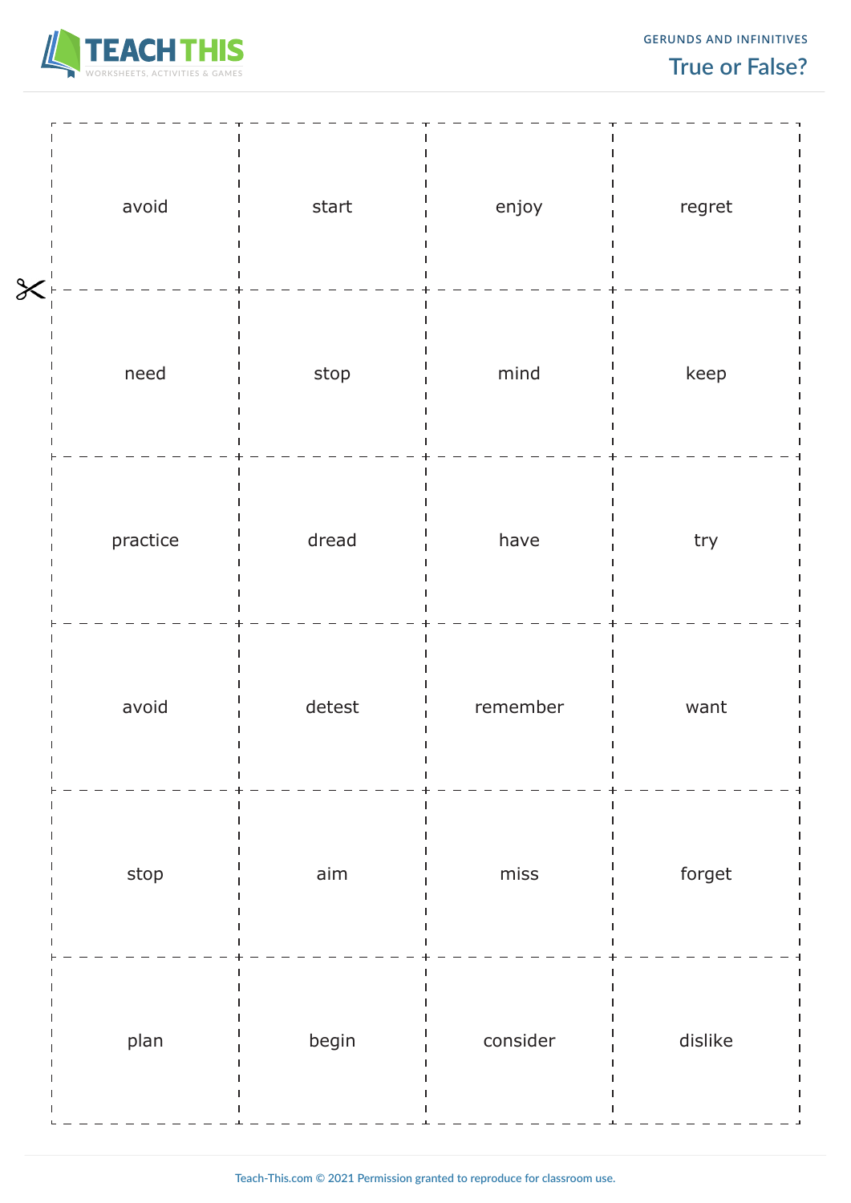GERUNDS AND INFINITIVES

# True or False?

| | | | |
|---|---|---|---|
| avoid | start | enjoy | regret |
| need | stop | mind | keep |
| practice | dread | have | try |
| avoid | detest | remember | want |
| stop | aim | miss | forget |
| plan | begin | consider | dislike |

Teach-This.com © 2021 Permission granted to reproduce for classroom use.